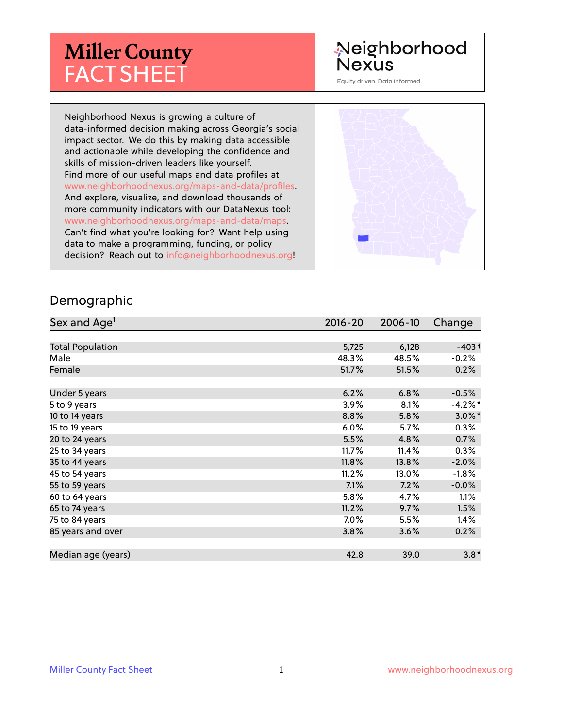# Miller County FACT SHEET

Neighborhood Nexus

Equity driven. Data informed.

Neighborhood Nexus is growing a culture of data-informed decision making across Georgia's social impact sector. We do this by making data accessible and actionable while developing the confidence and skills of mission-driven leaders like yourself. Find more of our useful maps and data profiles at www.neighborhoodnexus.org/maps-and-data/profiles. And explore, visualize, and download thousands of more community indicators with our DataNexus tool: www.neighborhoodnexus.org/maps-and-data/maps. Can't find what you're looking for? Want help using data to make a programming, funding, or policy decision? Reach out to info@neighborhoodnexus.org!

## Demographic

| Sex and Age[1] | 2016-20 | 2006-10 | Change |
|---|---|---|---|
| Total Population | 5,725 | 6,128 | -403 † |
| Male | 48.3% | 48.5% | -0.2% |
| Female | 51.7% | 51.5% | 0.2% |
| | | | |
| Under 5 years | 6.2% | 6.8% | -0.5% |
| 5 to 9 years | 3.9% | 8.1% | -4.2%* |
| 10 to 14 years | 8.8% | 5.8% | 3.0%* |
| 15 to 19 years | 6.0% | 5.7% | 0.3% |
| 20 to 24 years | 5.5% | 4.8% | 0.7% |
| 25 to 34 years | 11.7% | 11.4% | 0.3% |
| 35 to 44 years | 11.8% | 13.8% | -2.0% |
| 45 to 54 years | 11.2% | 13.0% | -1.8% |
| 55 to 59 years | 7.1% | 7.2% | -0.0% |
| 60 to 64 years | 5.8% | 4.7% | 1.1% |
| 65 to 74 years | 11.2% | 9.7% | 1.5% |
| 75 to 84 years | 7.0% | 5.5% | 1.4% |
| 85 years and over | 3.8% | 3.6% | 0.2% |
| | | | |
| Median age (years) | 42.8 | 39.0 | 3.8* |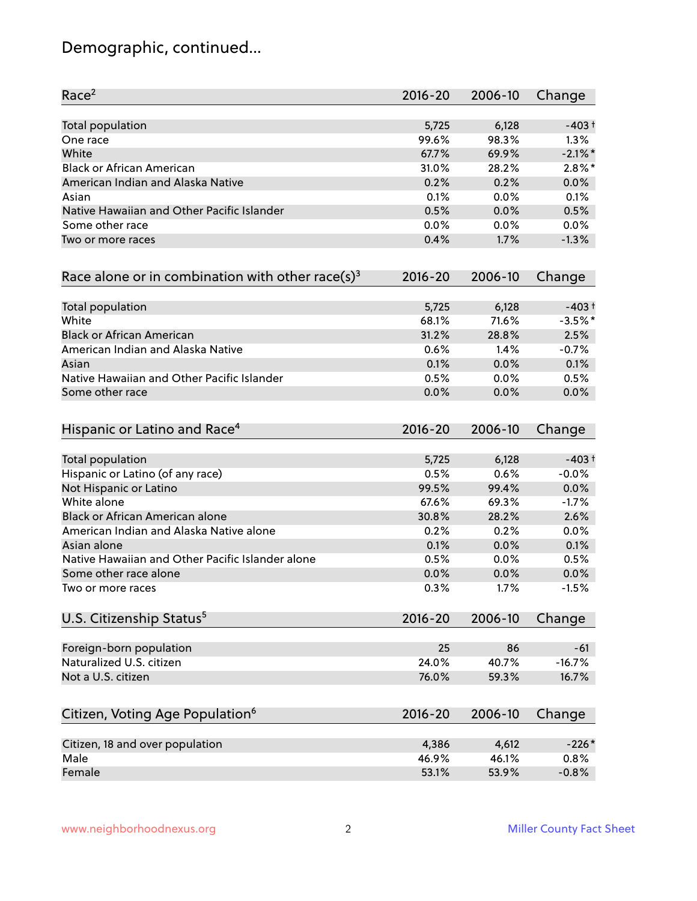# Demographic, continued...

| Race[2] | 2016-20 | 2006-10 | Change |
|---|---|---|---|
| Total population | 5,725 | 6,128 | -403 † |
| One race | 99.6% | 98.3% | 1.3% |
| White | 67.7% | 69.9% | -2.1% * |
| Black or African American | 31.0% | 28.2% | 2.8% * |
| American Indian and Alaska Native | 0.2% | 0.2% | 0.0% |
| Asian | 0.1% | 0.0% | 0.1% |
| Native Hawaiian and Other Pacific Islander | 0.5% | 0.0% | 0.5% |
| Some other race | 0.0% | 0.0% | 0.0% |
| Two or more races | 0.4% | 1.7% | -1.3% |

| Race alone or in combination with other race(s)[3] | 2016-20 | 2006-10 | Change |
|---|---|---|---|
| Total population | 5,725 | 6,128 | -403 † |
| White | 68.1% | 71.6% | -3.5% * |
| Black or African American | 31.2% | 28.8% | 2.5% |
| American Indian and Alaska Native | 0.6% | 1.4% | -0.7% |
| Asian | 0.1% | 0.0% | 0.1% |
| Native Hawaiian and Other Pacific Islander | 0.5% | 0.0% | 0.5% |
| Some other race | 0.0% | 0.0% | 0.0% |

| Hispanic or Latino and Race[4] | 2016-20 | 2006-10 | Change |
|---|---|---|---|
| Total population | 5,725 | 6,128 | -403 † |
| Hispanic or Latino (of any race) | 0.5% | 0.6% | -0.0% |
| Not Hispanic or Latino | 99.5% | 99.4% | 0.0% |
| White alone | 67.6% | 69.3% | -1.7% |
| Black or African American alone | 30.8% | 28.2% | 2.6% |
| American Indian and Alaska Native alone | 0.2% | 0.2% | 0.0% |
| Asian alone | 0.1% | 0.0% | 0.1% |
| Native Hawaiian and Other Pacific Islander alone | 0.5% | 0.0% | 0.5% |
| Some other race alone | 0.0% | 0.0% | 0.0% |
| Two or more races | 0.3% | 1.7% | -1.5% |

| U.S. Citizenship Status[5] | 2016-20 | 2006-10 | Change |
|---|---|---|---|
| Foreign-born population | 25 | 86 | -61 |
| Naturalized U.S. citizen | 24.0% | 40.7% | -16.7% |
| Not a U.S. citizen | 76.0% | 59.3% | 16.7% |

| Citizen, Voting Age Population[6] | 2016-20 | 2006-10 | Change |
|---|---|---|---|
| Citizen, 18 and over population | 4,386 | 4,612 | -226 * |
| Male | 46.9% | 46.1% | 0.8% |
| Female | 53.1% | 53.9% | -0.8% |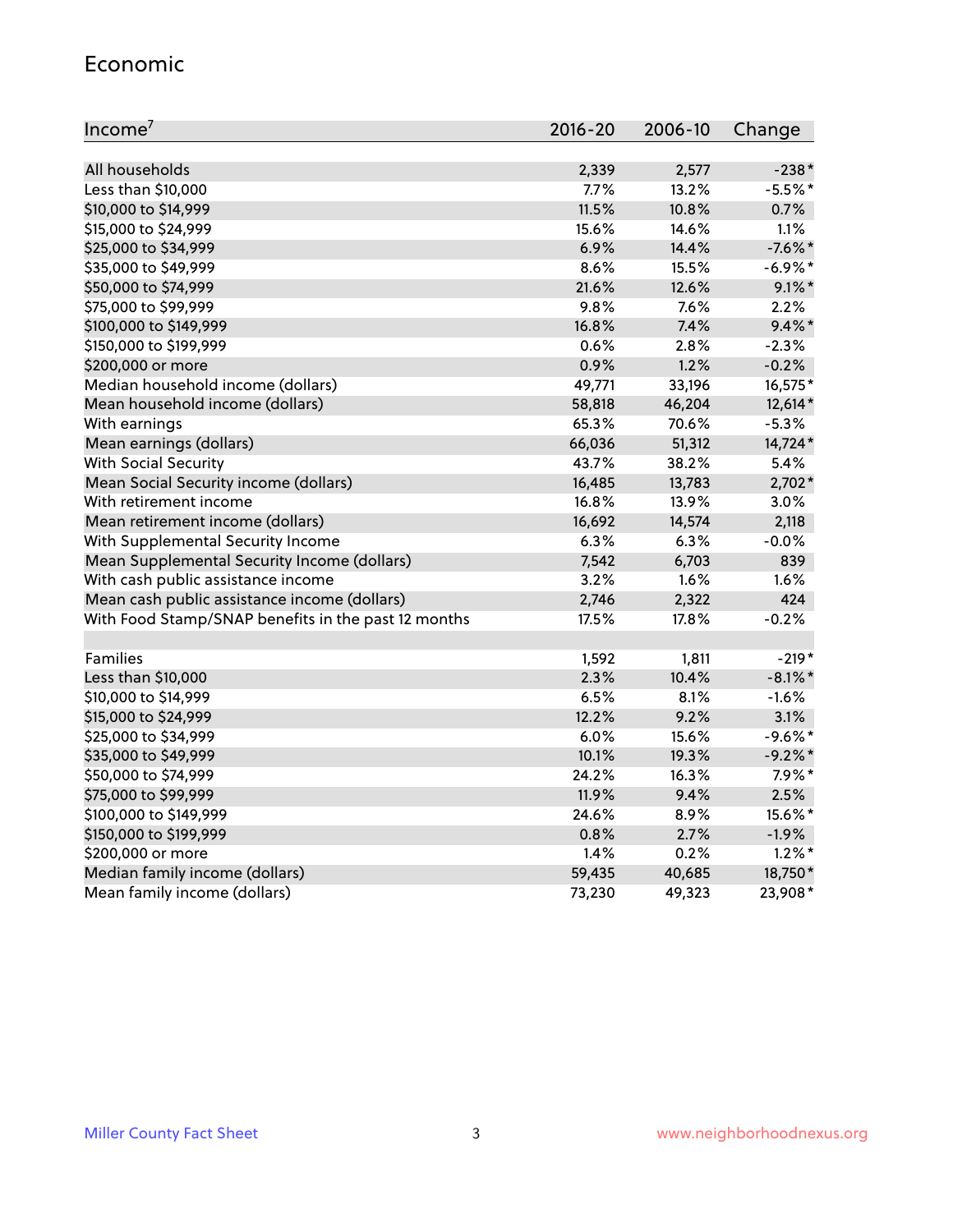## Economic

| Income[7] | 2016-20 | 2006-10 | Change |
|---|---|---|---|
| All households | 2,339 | 2,577 | -238* |
| Less than $10,000 | 7.7% | 13.2% | -5.5%* |
| $10,000 to $14,999 | 11.5% | 10.8% | 0.7% |
| $15,000 to $24,999 | 15.6% | 14.6% | 1.1% |
| $25,000 to $34,999 | 6.9% | 14.4% | -7.6%* |
| $35,000 to $49,999 | 8.6% | 15.5% | -6.9%* |
| $50,000 to $74,999 | 21.6% | 12.6% | 9.1%* |
| $75,000 to $99,999 | 9.8% | 7.6% | 2.2% |
| $100,000 to $149,999 | 16.8% | 7.4% | 9.4%* |
| $150,000 to $199,999 | 0.6% | 2.8% | -2.3% |
| $200,000 or more | 0.9% | 1.2% | -0.2% |
| Median household income (dollars) | 49,771 | 33,196 | 16,575* |
| Mean household income (dollars) | 58,818 | 46,204 | 12,614* |
| With earnings | 65.3% | 70.6% | -5.3% |
| Mean earnings (dollars) | 66,036 | 51,312 | 14,724* |
| With Social Security | 43.7% | 38.2% | 5.4% |
| Mean Social Security income (dollars) | 16,485 | 13,783 | 2,702* |
| With retirement income | 16.8% | 13.9% | 3.0% |
| Mean retirement income (dollars) | 16,692 | 14,574 | 2,118 |
| With Supplemental Security Income | 6.3% | 6.3% | -0.0% |
| Mean Supplemental Security Income (dollars) | 7,542 | 6,703 | 839 |
| With cash public assistance income | 3.2% | 1.6% | 1.6% |
| Mean cash public assistance income (dollars) | 2,746 | 2,322 | 424 |
| With Food Stamp/SNAP benefits in the past 12 months | 17.5% | 17.8% | -0.2% |
| | | | |
| Families | 1,592 | 1,811 | -219* |
| Less than $10,000 | 2.3% | 10.4% | -8.1%* |
| $10,000 to $14,999 | 6.5% | 8.1% | -1.6% |
| $15,000 to $24,999 | 12.2% | 9.2% | 3.1% |
| $25,000 to $34,999 | 6.0% | 15.6% | -9.6%* |
| $35,000 to $49,999 | 10.1% | 19.3% | -9.2%* |
| $50,000 to $74,999 | 24.2% | 16.3% | 7.9%* |
| $75,000 to $99,999 | 11.9% | 9.4% | 2.5% |
| $100,000 to $149,999 | 24.6% | 8.9% | 15.6%* |
| $150,000 to $199,999 | 0.8% | 2.7% | -1.9% |
| $200,000 or more | 1.4% | 0.2% | 1.2%* |
| Median family income (dollars) | 59,435 | 40,685 | 18,750* |
| Mean family income (dollars) | 73,230 | 49,323 | 23,908* |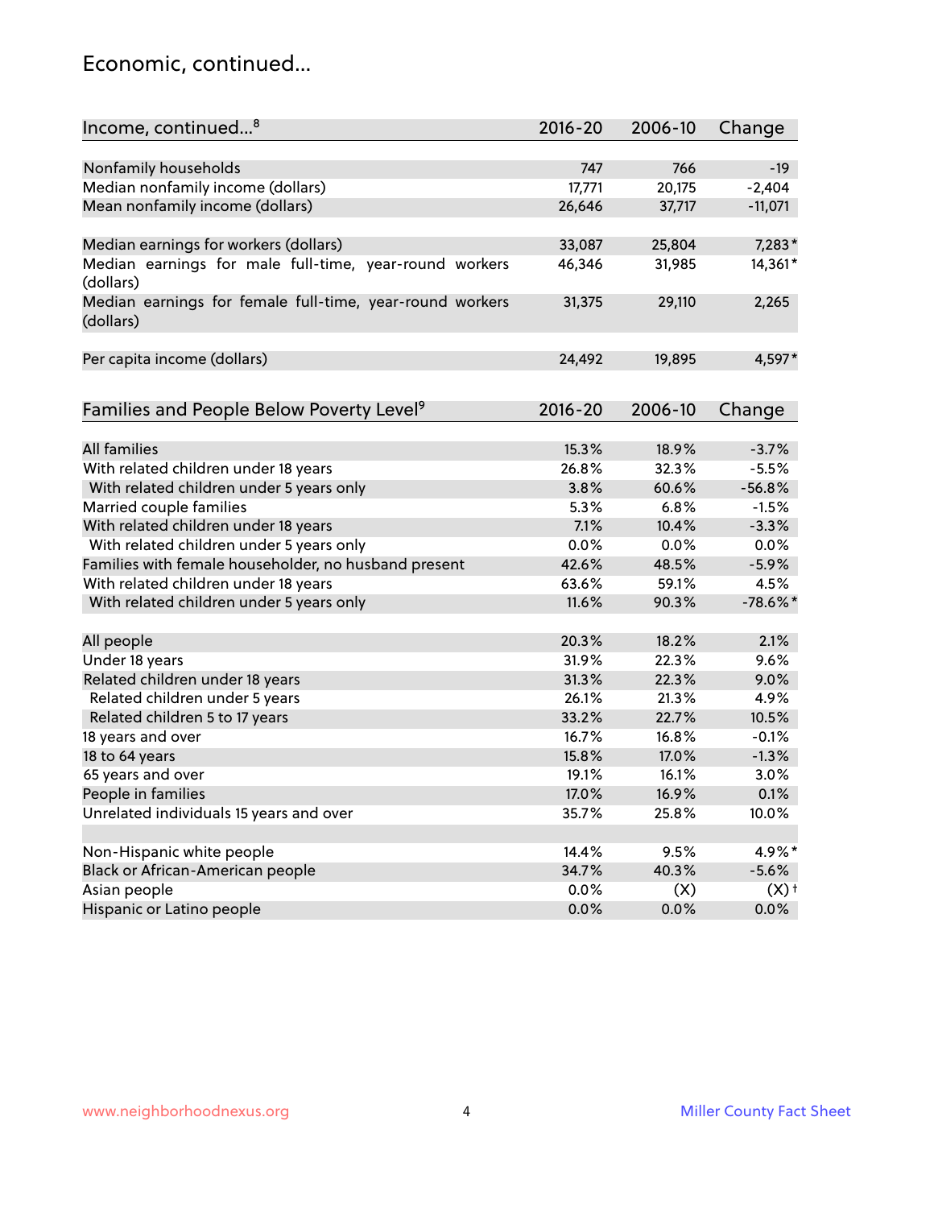## Economic, continued...

| Income, continued...[8] | 2016-20 | 2006-10 | Change |
|---|---|---|---|
| Nonfamily households | 747 | 766 | -19 |
| Median nonfamily income (dollars) | 17,771 | 20,175 | -2,404 |
| Mean nonfamily income (dollars) | 26,646 | 37,717 | -11,071 |
| Median earnings for workers (dollars) | 33,087 | 25,804 | 7,283* |
| Median earnings for male full-time, year-round workers (dollars) | 46,346 | 31,985 | 14,361* |
| Median earnings for female full-time, year-round workers (dollars) | 31,375 | 29,110 | 2,265 |
| Per capita income (dollars) | 24,492 | 19,895 | 4,597* |

| Families and People Below Poverty Level[9] | 2016-20 | 2006-10 | Change |
|---|---|---|---|
| All families | 15.3% | 18.9% | -3.7% |
| With related children under 18 years | 26.8% | 32.3% | -5.5% |
| With related children under 5 years only | 3.8% | 60.6% | -56.8% |
| Married couple families | 5.3% | 6.8% | -1.5% |
| With related children under 18 years | 7.1% | 10.4% | -3.3% |
| With related children under 5 years only | 0.0% | 0.0% | 0.0% |
| Families with female householder, no husband present | 42.6% | 48.5% | -5.9% |
| With related children under 18 years | 63.6% | 59.1% | 4.5% |
| With related children under 5 years only | 11.6% | 90.3% | -78.6%* |
| All people | 20.3% | 18.2% | 2.1% |
| Under 18 years | 31.9% | 22.3% | 9.6% |
| Related children under 18 years | 31.3% | 22.3% | 9.0% |
| Related children under 5 years | 26.1% | 21.3% | 4.9% |
| Related children 5 to 17 years | 33.2% | 22.7% | 10.5% |
| 18 years and over | 16.7% | 16.8% | -0.1% |
| 18 to 64 years | 15.8% | 17.0% | -1.3% |
| 65 years and over | 19.1% | 16.1% | 3.0% |
| People in families | 17.0% | 16.9% | 0.1% |
| Unrelated individuals 15 years and over | 35.7% | 25.8% | 10.0% |
| Non-Hispanic white people | 14.4% | 9.5% | 4.9%* |
| Black or African-American people | 34.7% | 40.3% | -5.6% |
| Asian people | 0.0% | (X) | (X)† |
| Hispanic or Latino people | 0.0% | 0.0% | 0.0% |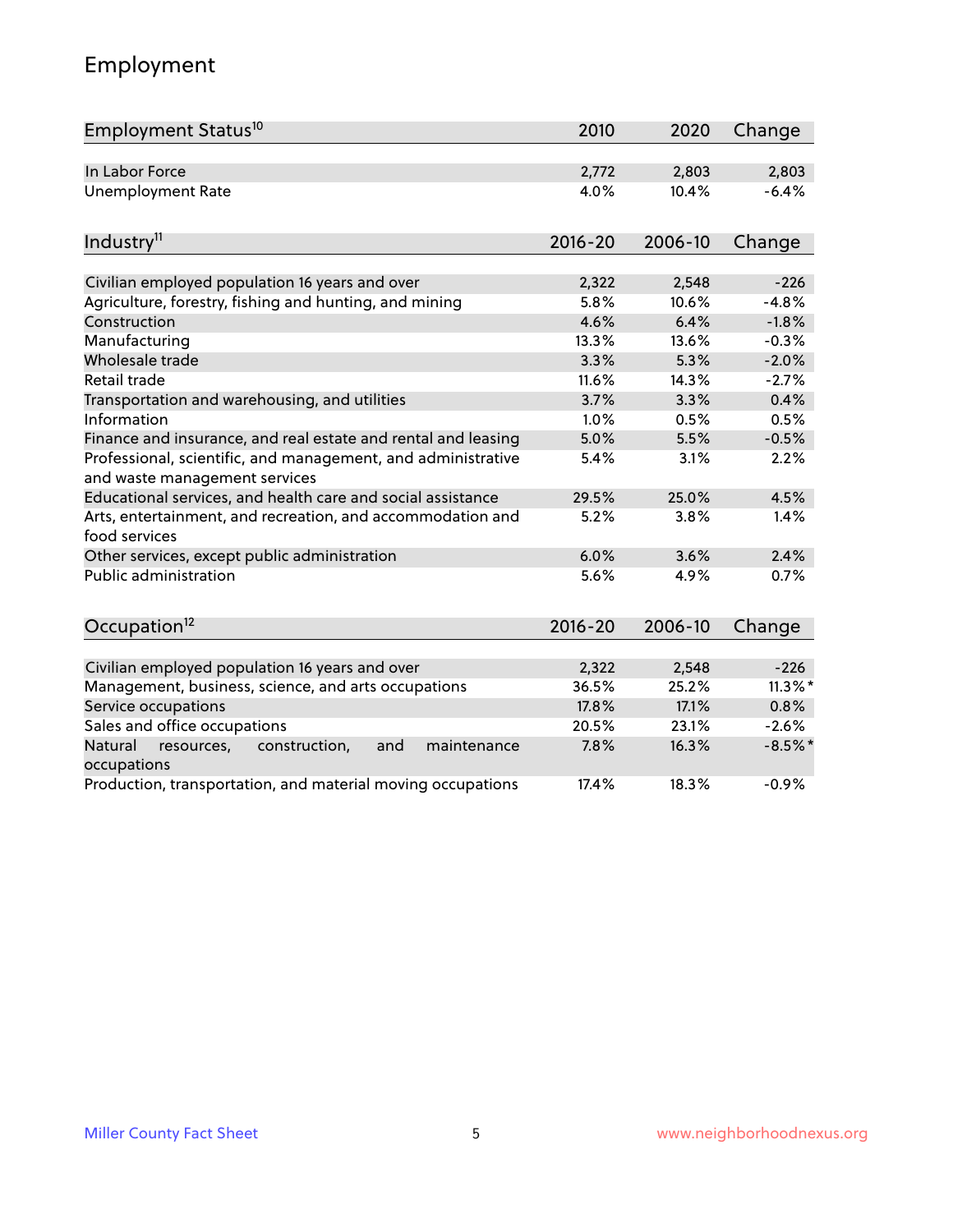# Employment

| Employment Status[10] | 2010 | 2020 | Change |
|---|---|---|---|
| In Labor Force | 2,772 | 2,803 | 2,803 |
| Unemployment Rate | 4.0% | 10.4% | -6.4% |

| Industry[11] | 2016-20 | 2006-10 | Change |
|---|---|---|---|
| Civilian employed population 16 years and over | 2,322 | 2,548 | -226 |
| Agriculture, forestry, fishing and hunting, and mining | 5.8% | 10.6% | -4.8% |
| Construction | 4.6% | 6.4% | -1.8% |
| Manufacturing | 13.3% | 13.6% | -0.3% |
| Wholesale trade | 3.3% | 5.3% | -2.0% |
| Retail trade | 11.6% | 14.3% | -2.7% |
| Transportation and warehousing, and utilities | 3.7% | 3.3% | 0.4% |
| Information | 1.0% | 0.5% | 0.5% |
| Finance and insurance, and real estate and rental and leasing | 5.0% | 5.5% | -0.5% |
| Professional, scientific, and management, and administrative and waste management services | 5.4% | 3.1% | 2.2% |
| Educational services, and health care and social assistance | 29.5% | 25.0% | 4.5% |
| Arts, entertainment, and recreation, and accommodation and food services | 5.2% | 3.8% | 1.4% |
| Other services, except public administration | 6.0% | 3.6% | 2.4% |
| Public administration | 5.6% | 4.9% | 0.7% |

| Occupation[12] | 2016-20 | 2006-10 | Change |
|---|---|---|---|
| Civilian employed population 16 years and over | 2,322 | 2,548 | -226 |
| Management, business, science, and arts occupations | 36.5% | 25.2% | 11.3%* |
| Service occupations | 17.8% | 17.1% | 0.8% |
| Sales and office occupations | 20.5% | 23.1% | -2.6% |
| Natural resources, construction, and maintenance occupations | 7.8% | 16.3% | -8.5%* |
| Production, transportation, and material moving occupations | 17.4% | 18.3% | -0.9% |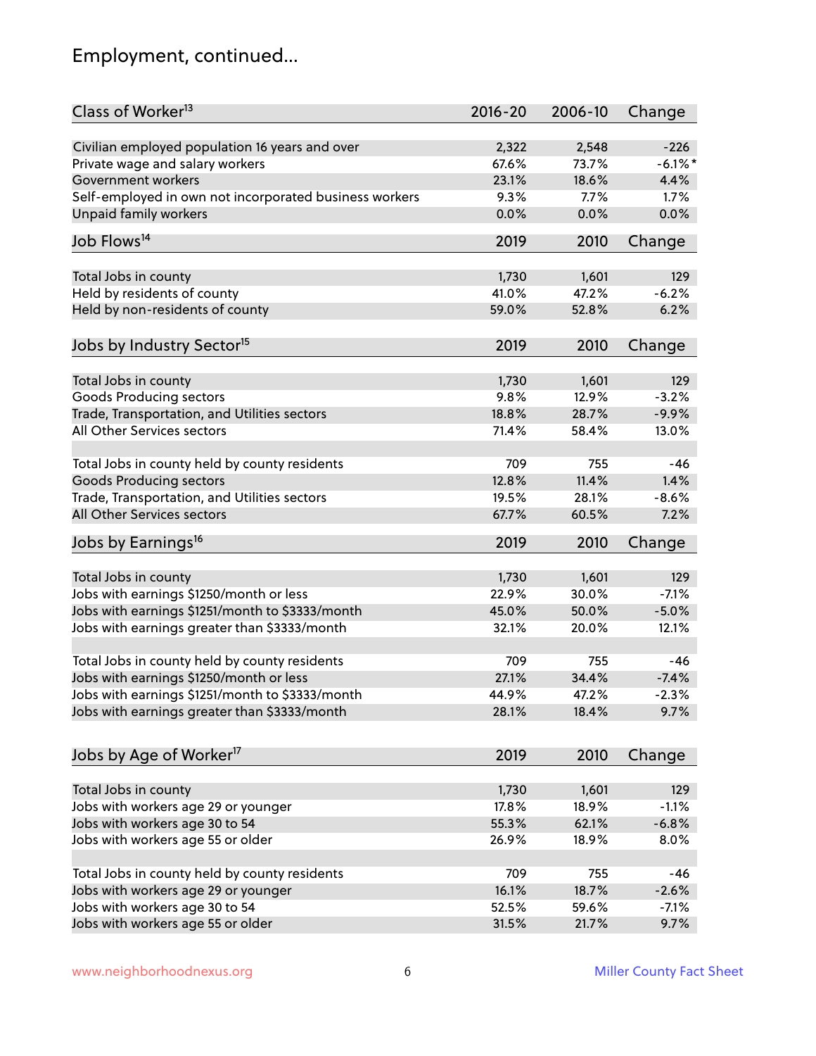## Employment, continued...

| Class of Worker[13] | 2016-20 | 2006-10 | Change |
|---|---|---|---|
| Civilian employed population 16 years and over | 2,322 | 2,548 | -226 |
| Private wage and salary workers | 67.6% | 73.7% | -6.1%* |
| Government workers | 23.1% | 18.6% | 4.4% |
| Self-employed in own not incorporated business workers | 9.3% | 7.7% | 1.7% |
| Unpaid family workers | 0.0% | 0.0% | 0.0% |

| Job Flows[14] | 2019 | 2010 | Change |
|---|---|---|---|
| Total Jobs in county | 1,730 | 1,601 | 129 |
| Held by residents of county | 41.0% | 47.2% | -6.2% |
| Held by non-residents of county | 59.0% | 52.8% | 6.2% |

| Jobs by Industry Sector[15] | 2019 | 2010 | Change |
|---|---|---|---|
| Total Jobs in county | 1,730 | 1,601 | 129 |
| Goods Producing sectors | 9.8% | 12.9% | -3.2% |
| Trade, Transportation, and Utilities sectors | 18.8% | 28.7% | -9.9% |
| All Other Services sectors | 71.4% | 58.4% | 13.0% |
| | | | |
| Total Jobs in county held by county residents | 709 | 755 | -46 |
| Goods Producing sectors | 12.8% | 11.4% | 1.4% |
| Trade, Transportation, and Utilities sectors | 19.5% | 28.1% | -8.6% |
| All Other Services sectors | 67.7% | 60.5% | 7.2% |

| Jobs by Earnings[16] | 2019 | 2010 | Change |
|---|---|---|---|
| Total Jobs in county | 1,730 | 1,601 | 129 |
| Jobs with earnings $1250/month or less | 22.9% | 30.0% | -7.1% |
| Jobs with earnings $1251/month to $3333/month | 45.0% | 50.0% | -5.0% |
| Jobs with earnings greater than $3333/month | 32.1% | 20.0% | 12.1% |
| | | | |
| Total Jobs in county held by county residents | 709 | 755 | -46 |
| Jobs with earnings $1250/month or less | 27.1% | 34.4% | -7.4% |
| Jobs with earnings $1251/month to $3333/month | 44.9% | 47.2% | -2.3% |
| Jobs with earnings greater than $3333/month | 28.1% | 18.4% | 9.7% |

| Jobs by Age of Worker[17] | 2019 | 2010 | Change |
|---|---|---|---|
| Total Jobs in county | 1,730 | 1,601 | 129 |
| Jobs with workers age 29 or younger | 17.8% | 18.9% | -1.1% |
| Jobs with workers age 30 to 54 | 55.3% | 62.1% | -6.8% |
| Jobs with workers age 55 or older | 26.9% | 18.9% | 8.0% |
| | | | |
| Total Jobs in county held by county residents | 709 | 755 | -46 |
| Jobs with workers age 29 or younger | 16.1% | 18.7% | -2.6% |
| Jobs with workers age 30 to 54 | 52.5% | 59.6% | -7.1% |
| Jobs with workers age 55 or older | 31.5% | 21.7% | 9.7% |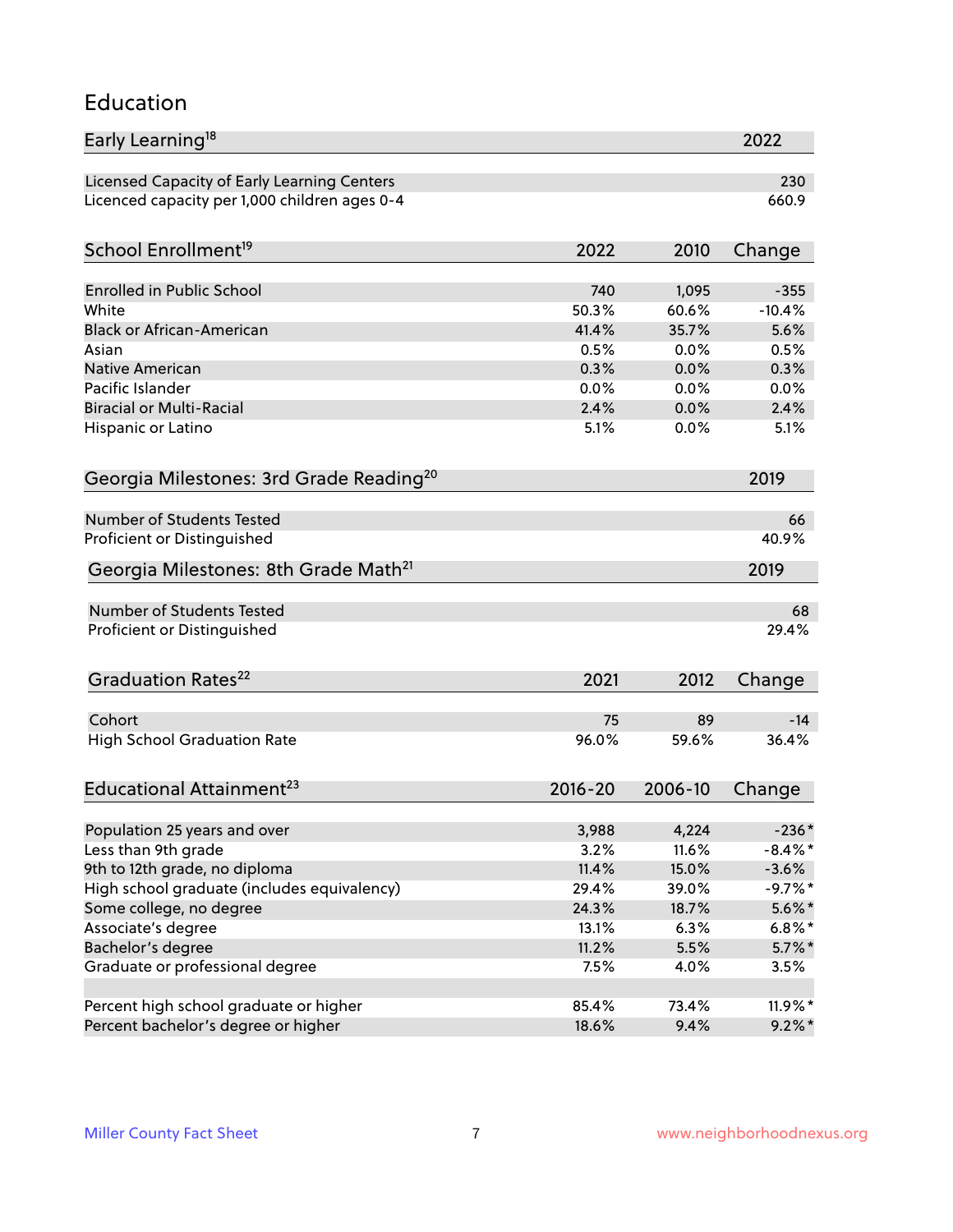## Education

| Early Learning[18] | 2022 |
|---|---|
| Licensed Capacity of Early Learning Centers | 230 |
| Licenced capacity per 1,000 children ages 0-4 | 660.9 |

| School Enrollment[19] | 2022 | 2010 | Change |
|---|---|---|---|
| Enrolled in Public School | 740 | 1,095 | -355 |
| White | 50.3% | 60.6% | -10.4% |
| Black or African-American | 41.4% | 35.7% | 5.6% |
| Asian | 0.5% | 0.0% | 0.5% |
| Native American | 0.3% | 0.0% | 0.3% |
| Pacific Islander | 0.0% | 0.0% | 0.0% |
| Biracial or Multi-Racial | 2.4% | 0.0% | 2.4% |
| Hispanic or Latino | 5.1% | 0.0% | 5.1% |

| Georgia Milestones: 3rd Grade Reading[20] | 2019 |
|---|---|
| Number of Students Tested | 66 |
| Proficient or Distinguished | 40.9% |

| Georgia Milestones: 8th Grade Math[21] | 2019 |
|---|---|
| Number of Students Tested | 68 |
| Proficient or Distinguished | 29.4% |

| Graduation Rates[22] | 2021 | 2012 | Change |
|---|---|---|---|
| Cohort | 75 | 89 | -14 |
| High School Graduation Rate | 96.0% | 59.6% | 36.4% |

| Educational Attainment[23] | 2016-20 | 2006-10 | Change |
|---|---|---|---|
| Population 25 years and over | 3,988 | 4,224 | -236* |
| Less than 9th grade | 3.2% | 11.6% | -8.4%* |
| 9th to 12th grade, no diploma | 11.4% | 15.0% | -3.6% |
| High school graduate (includes equivalency) | 29.4% | 39.0% | -9.7%* |
| Some college, no degree | 24.3% | 18.7% | 5.6%* |
| Associate's degree | 13.1% | 6.3% | 6.8%* |
| Bachelor's degree | 11.2% | 5.5% | 5.7%* |
| Graduate or professional degree | 7.5% | 4.0% | 3.5% |
| | | | |
| Percent high school graduate or higher | 85.4% | 73.4% | 11.9%* |
| Percent bachelor's degree or higher | 18.6% | 9.4% | 9.2%* |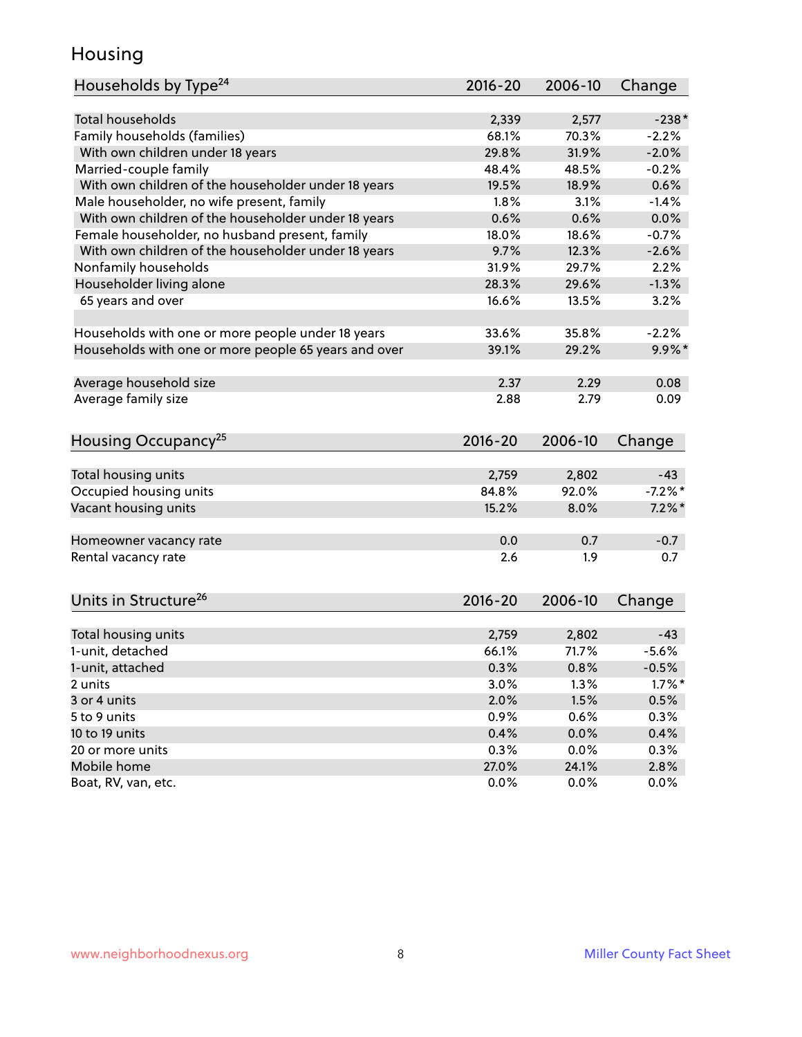# Housing

| Households by Type[24] | 2016-20 | 2006-10 | Change |
|---|---|---|---|
| Total households | 2,339 | 2,577 | -238* |
| Family households (families) | 68.1% | 70.3% | -2.2% |
| With own children under 18 years | 29.8% | 31.9% | -2.0% |
| Married-couple family | 48.4% | 48.5% | -0.2% |
| With own children of the householder under 18 years | 19.5% | 18.9% | 0.6% |
| Male householder, no wife present, family | 1.8% | 3.1% | -1.4% |
| With own children of the householder under 18 years | 0.6% | 0.6% | 0.0% |
| Female householder, no husband present, family | 18.0% | 18.6% | -0.7% |
| With own children of the householder under 18 years | 9.7% | 12.3% | -2.6% |
| Nonfamily households | 31.9% | 29.7% | 2.2% |
| Householder living alone | 28.3% | 29.6% | -1.3% |
| 65 years and over | 16.6% | 13.5% | 3.2% |
| Households with one or more people under 18 years | 33.6% | 35.8% | -2.2% |
| Households with one or more people 65 years and over | 39.1% | 29.2% | 9.9%* |
| Average household size | 2.37 | 2.29 | 0.08 |
| Average family size | 2.88 | 2.79 | 0.09 |

| Housing Occupancy[25] | 2016-20 | 2006-10 | Change |
|---|---|---|---|
| Total housing units | 2,759 | 2,802 | -43 |
| Occupied housing units | 84.8% | 92.0% | -7.2%* |
| Vacant housing units | 15.2% | 8.0% | 7.2%* |
| Homeowner vacancy rate | 0.0 | 0.7 | -0.7 |
| Rental vacancy rate | 2.6 | 1.9 | 0.7 |

| Units in Structure[26] | 2016-20 | 2006-10 | Change |
|---|---|---|---|
| Total housing units | 2,759 | 2,802 | -43 |
| 1-unit, detached | 66.1% | 71.7% | -5.6% |
| 1-unit, attached | 0.3% | 0.8% | -0.5% |
| 2 units | 3.0% | 1.3% | 1.7%* |
| 3 or 4 units | 2.0% | 1.5% | 0.5% |
| 5 to 9 units | 0.9% | 0.6% | 0.3% |
| 10 to 19 units | 0.4% | 0.0% | 0.4% |
| 20 or more units | 0.3% | 0.0% | 0.3% |
| Mobile home | 27.0% | 24.1% | 2.8% |
| Boat, RV, van, etc. | 0.0% | 0.0% | 0.0% |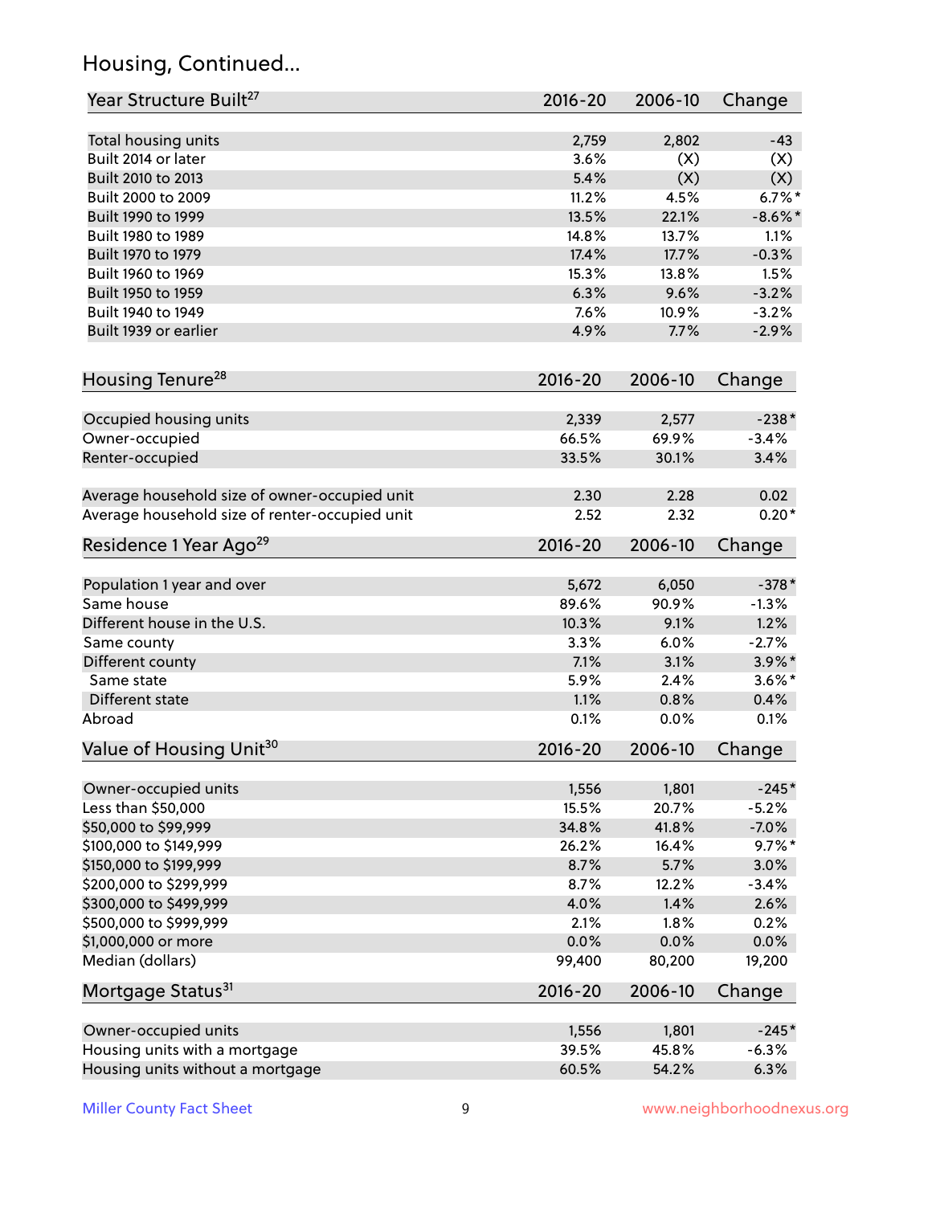## Housing, Continued...

| Year Structure Built[27] | 2016-20 | 2006-10 | Change |
|---|---|---|---|
| Total housing units | 2,759 | 2,802 | -43 |
| Built 2014 or later | 3.6% | (X) | (X) |
| Built 2010 to 2013 | 5.4% | (X) | (X) |
| Built 2000 to 2009 | 11.2% | 4.5% | 6.7%* |
| Built 1990 to 1999 | 13.5% | 22.1% | -8.6%* |
| Built 1980 to 1989 | 14.8% | 13.7% | 1.1% |
| Built 1970 to 1979 | 17.4% | 17.7% | -0.3% |
| Built 1960 to 1969 | 15.3% | 13.8% | 1.5% |
| Built 1950 to 1959 | 6.3% | 9.6% | -3.2% |
| Built 1940 to 1949 | 7.6% | 10.9% | -3.2% |
| Built 1939 or earlier | 4.9% | 7.7% | -2.9% |

| Housing Tenure[28] | 2016-20 | 2006-10 | Change |
|---|---|---|---|
| Occupied housing units | 2,339 | 2,577 | -238* |
| Owner-occupied | 66.5% | 69.9% | -3.4% |
| Renter-occupied | 33.5% | 30.1% | 3.4% |
| Average household size of owner-occupied unit | 2.30 | 2.28 | 0.02 |
| Average household size of renter-occupied unit | 2.52 | 2.32 | 0.20* |

| Residence 1 Year Ago[29] | 2016-20 | 2006-10 | Change |
|---|---|---|---|
| Population 1 year and over | 5,672 | 6,050 | -378* |
| Same house | 89.6% | 90.9% | -1.3% |
| Different house in the U.S. | 10.3% | 9.1% | 1.2% |
| Same county | 3.3% | 6.0% | -2.7% |
| Different county | 7.1% | 3.1% | 3.9%* |
| Same state | 5.9% | 2.4% | 3.6%* |
| Different state | 1.1% | 0.8% | 0.4% |
| Abroad | 0.1% | 0.0% | 0.1% |

| Value of Housing Unit[30] | 2016-20 | 2006-10 | Change |
|---|---|---|---|
| Owner-occupied units | 1,556 | 1,801 | -245* |
| Less than $50,000 | 15.5% | 20.7% | -5.2% |
| $50,000 to $99,999 | 34.8% | 41.8% | -7.0% |
| $100,000 to $149,999 | 26.2% | 16.4% | 9.7%* |
| $150,000 to $199,999 | 8.7% | 5.7% | 3.0% |
| $200,000 to $299,999 | 8.7% | 12.2% | -3.4% |
| $300,000 to $499,999 | 4.0% | 1.4% | 2.6% |
| $500,000 to $999,999 | 2.1% | 1.8% | 0.2% |
| $1,000,000 or more | 0.0% | 0.0% | 0.0% |
| Median (dollars) | 99,400 | 80,200 | 19,200 |

| Mortgage Status[31] | 2016-20 | 2006-10 | Change |
|---|---|---|---|
| Owner-occupied units | 1,556 | 1,801 | -245* |
| Housing units with a mortgage | 39.5% | 45.8% | -6.3% |
| Housing units without a mortgage | 60.5% | 54.2% | 6.3% |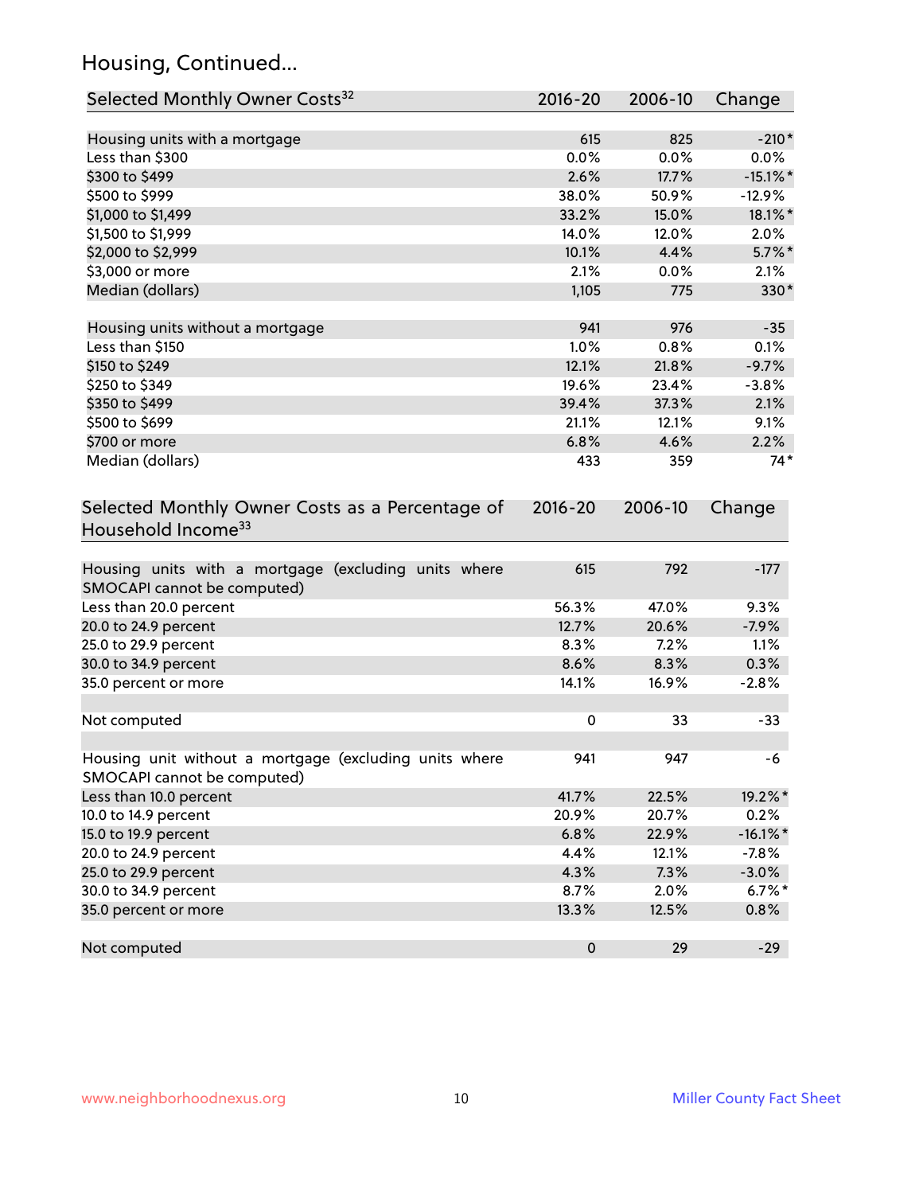## Housing, Continued...

| Selected Monthly Owner Costs[32] | 2016-20 | 2006-10 | Change |
|---|---|---|---|
| Housing units with a mortgage | 615 | 825 | -210* |
| Less than $300 | 0.0% | 0.0% | 0.0% |
| $300 to $499 | 2.6% | 17.7% | -15.1%* |
| $500 to $999 | 38.0% | 50.9% | -12.9% |
| $1,000 to $1,499 | 33.2% | 15.0% | 18.1%* |
| $1,500 to $1,999 | 14.0% | 12.0% | 2.0% |
| $2,000 to $2,999 | 10.1% | 4.4% | 5.7%* |
| $3,000 or more | 2.1% | 0.0% | 2.1% |
| Median (dollars) | 1,105 | 775 | 330* |
| | | | |
| Housing units without a mortgage | 941 | 976 | -35 |
| Less than $150 | 1.0% | 0.8% | 0.1% |
| $150 to $249 | 12.1% | 21.8% | -9.7% |
| $250 to $349 | 19.6% | 23.4% | -3.8% |
| $350 to $499 | 39.4% | 37.3% | 2.1% |
| $500 to $699 | 21.1% | 12.1% | 9.1% |
| $700 or more | 6.8% | 4.6% | 2.2% |
| Median (dollars) | 433 | 359 | 74* |

| Selected Monthly Owner Costs as a Percentage of Household Income[33] | 2016-20 | 2006-10 | Change |
|---|---|---|---|
| Housing units with a mortgage (excluding units where SMOCAPI cannot be computed) | 615 | 792 | -177 |
| Less than 20.0 percent | 56.3% | 47.0% | 9.3% |
| 20.0 to 24.9 percent | 12.7% | 20.6% | -7.9% |
| 25.0 to 29.9 percent | 8.3% | 7.2% | 1.1% |
| 30.0 to 34.9 percent | 8.6% | 8.3% | 0.3% |
| 35.0 percent or more | 14.1% | 16.9% | -2.8% |
| | | | |
| Not computed | 0 | 33 | -33 |
| | | | |
| Housing unit without a mortgage (excluding units where SMOCAPI cannot be computed) | 941 | 947 | -6 |
| Less than 10.0 percent | 41.7% | 22.5% | 19.2%* |
| 10.0 to 14.9 percent | 20.9% | 20.7% | 0.2% |
| 15.0 to 19.9 percent | 6.8% | 22.9% | -16.1%* |
| 20.0 to 24.9 percent | 4.4% | 12.1% | -7.8% |
| 25.0 to 29.9 percent | 4.3% | 7.3% | -3.0% |
| 30.0 to 34.9 percent | 8.7% | 2.0% | 6.7%* |
| 35.0 percent or more | 13.3% | 12.5% | 0.8% |
| | | | |
| Not computed | 0 | 29 | -29 |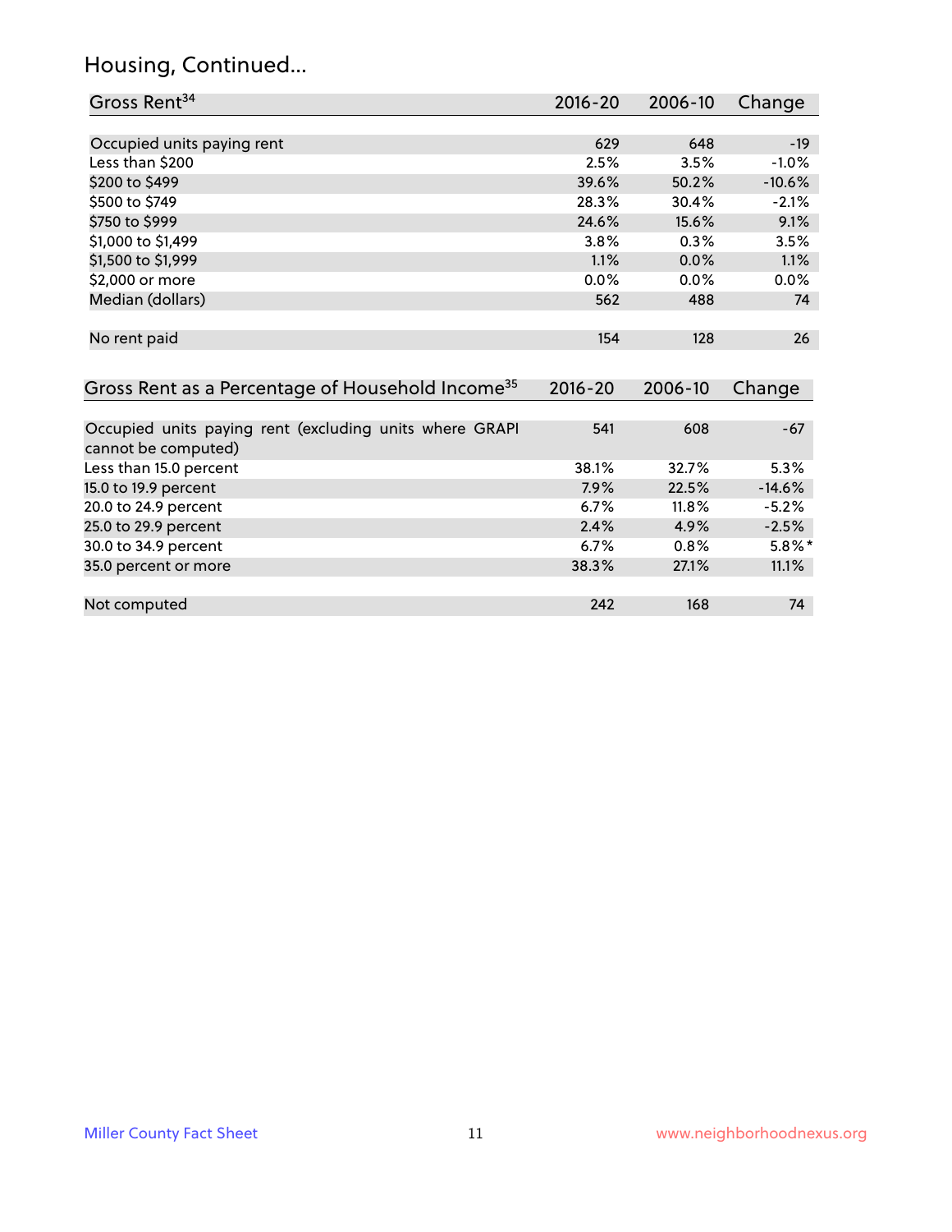# Housing, Continued...

| Gross Rent[34] | 2016-20 | 2006-10 | Change |
|---|---|---|---|
| Occupied units paying rent | 629 | 648 | -19 |
| Less than $200 | 2.5% | 3.5% | -1.0% |
| $200 to $499 | 39.6% | 50.2% | -10.6% |
| $500 to $749 | 28.3% | 30.4% | -2.1% |
| $750 to $999 | 24.6% | 15.6% | 9.1% |
| $1,000 to $1,499 | 3.8% | 0.3% | 3.5% |
| $1,500 to $1,999 | 1.1% | 0.0% | 1.1% |
| $2,000 or more | 0.0% | 0.0% | 0.0% |
| Median (dollars) | 562 | 488 | 74 |
| No rent paid | 154 | 128 | 26 |

| Gross Rent as a Percentage of Household Income[35] | 2016-20 | 2006-10 | Change |
|---|---|---|---|
| Occupied units paying rent (excluding units where GRAPI cannot be computed) | 541 | 608 | -67 |
| Less than 15.0 percent | 38.1% | 32.7% | 5.3% |
| 15.0 to 19.9 percent | 7.9% | 22.5% | -14.6% |
| 20.0 to 24.9 percent | 6.7% | 11.8% | -5.2% |
| 25.0 to 29.9 percent | 2.4% | 4.9% | -2.5% |
| 30.0 to 34.9 percent | 6.7% | 0.8% | 5.8%* |
| 35.0 percent or more | 38.3% | 27.1% | 11.1% |
| Not computed | 242 | 168 | 74 |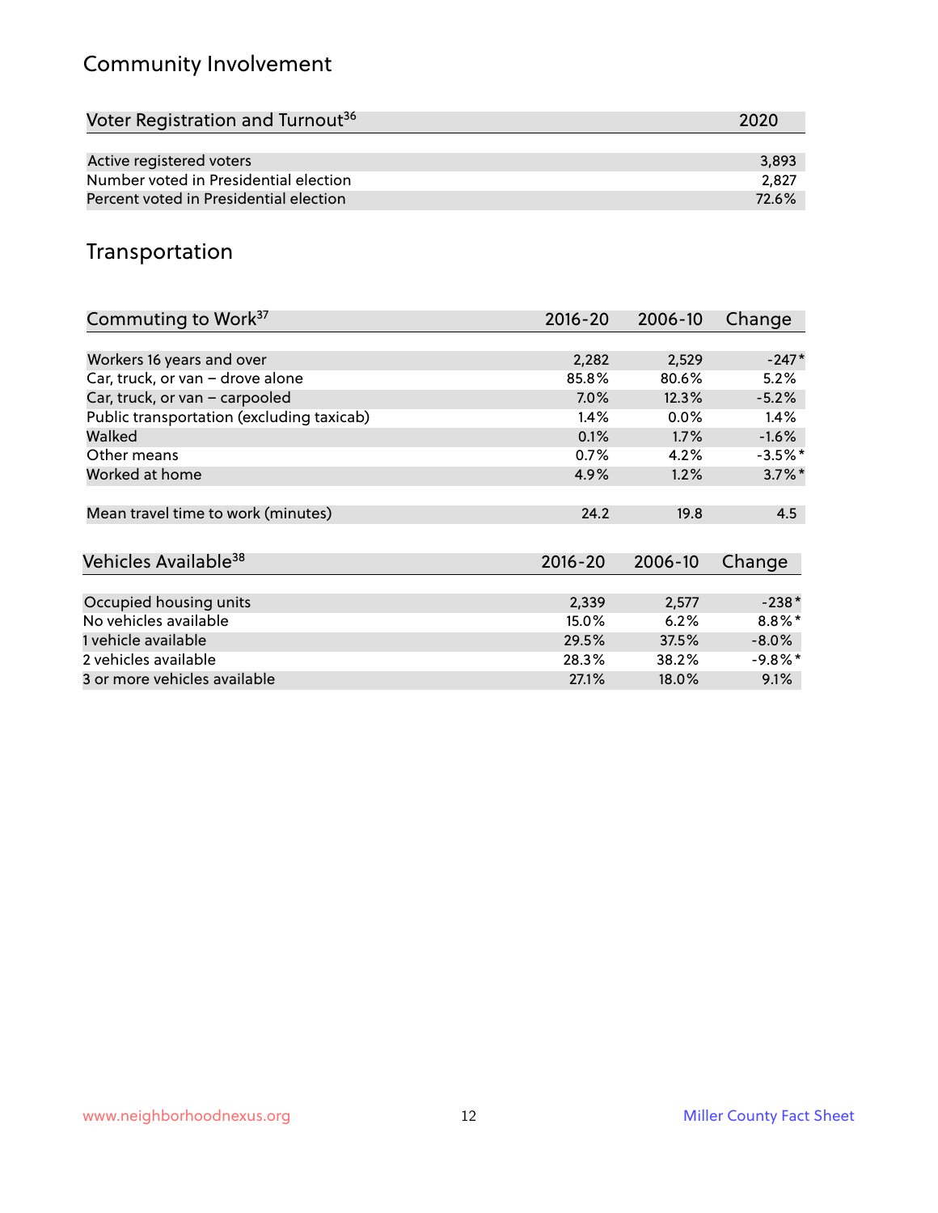## Community Involvement

| Voter Registration and Turnout[36] | 2020 |
|---|---|
| Active registered voters | 3,893 |
| Number voted in Presidential election | 2,827 |
| Percent voted in Presidential election | 72.6% |

## Transportation

| Commuting to Work[37] | 2016-20 | 2006-10 | Change |
|---|---|---|---|
| Workers 16 years and over | 2,282 | 2,529 | -247* |
| Car, truck, or van – drove alone | 85.8% | 80.6% | 5.2% |
| Car, truck, or van – carpooled | 7.0% | 12.3% | -5.2% |
| Public transportation (excluding taxicab) | 1.4% | 0.0% | 1.4% |
| Walked | 0.1% | 1.7% | -1.6% |
| Other means | 0.7% | 4.2% | -3.5%* |
| Worked at home | 4.9% | 1.2% | 3.7%* |
| Mean travel time to work (minutes) | 24.2 | 19.8 | 4.5 |

| Vehicles Available[38] | 2016-20 | 2006-10 | Change |
|---|---|---|---|
| Occupied housing units | 2,339 | 2,577 | -238* |
| No vehicles available | 15.0% | 6.2% | 8.8%* |
| 1 vehicle available | 29.5% | 37.5% | -8.0% |
| 2 vehicles available | 28.3% | 38.2% | -9.8%* |
| 3 or more vehicles available | 27.1% | 18.0% | 9.1% |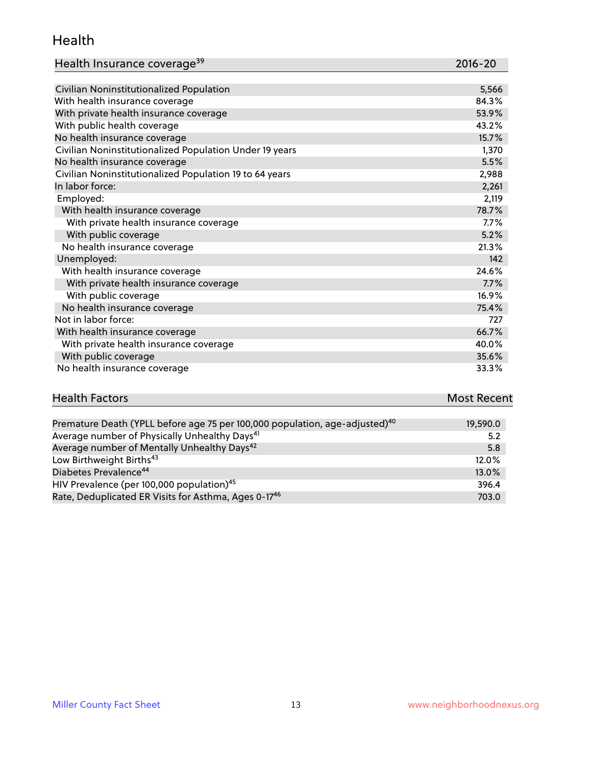## Health

| Health Insurance coverage[39] | 2016-20 |
|---|---|
| Civilian Noninstitutionalized Population | 5,566 |
| With health insurance coverage | 84.3% |
| With private health insurance coverage | 53.9% |
| With public health coverage | 43.2% |
| No health insurance coverage | 15.7% |
| Civilian Noninstitutionalized Population Under 19 years | 1,370 |
| No health insurance coverage | 5.5% |
| Civilian Noninstitutionalized Population 19 to 64 years | 2,988 |
| In labor force: | 2,261 |
| Employed: | 2,119 |
| With health insurance coverage | 78.7% |
| With private health insurance coverage | 7.7% |
| With public coverage | 5.2% |
| No health insurance coverage | 21.3% |
| Unemployed: | 142 |
| With health insurance coverage | 24.6% |
| With private health insurance coverage | 7.7% |
| With public coverage | 16.9% |
| No health insurance coverage | 75.4% |
| Not in labor force: | 727 |
| With health insurance coverage | 66.7% |
| With private health insurance coverage | 40.0% |
| With public coverage | 35.6% |
| No health insurance coverage | 33.3% |

| Health Factors | Most Recent |
|---|---|
| Premature Death (YPLL before age 75 per 100,000 population, age-adjusted)[40] | 19,590.0 |
| Average number of Physically Unhealthy Days[41] | 5.2 |
| Average number of Mentally Unhealthy Days[42] | 5.8 |
| Low Birthweight Births[43] | 12.0% |
| Diabetes Prevalence[44] | 13.0% |
| HIV Prevalence (per 100,000 population)[45] | 396.4 |
| Rate, Deduplicated ER Visits for Asthma, Ages 0-17[46] | 703.0 |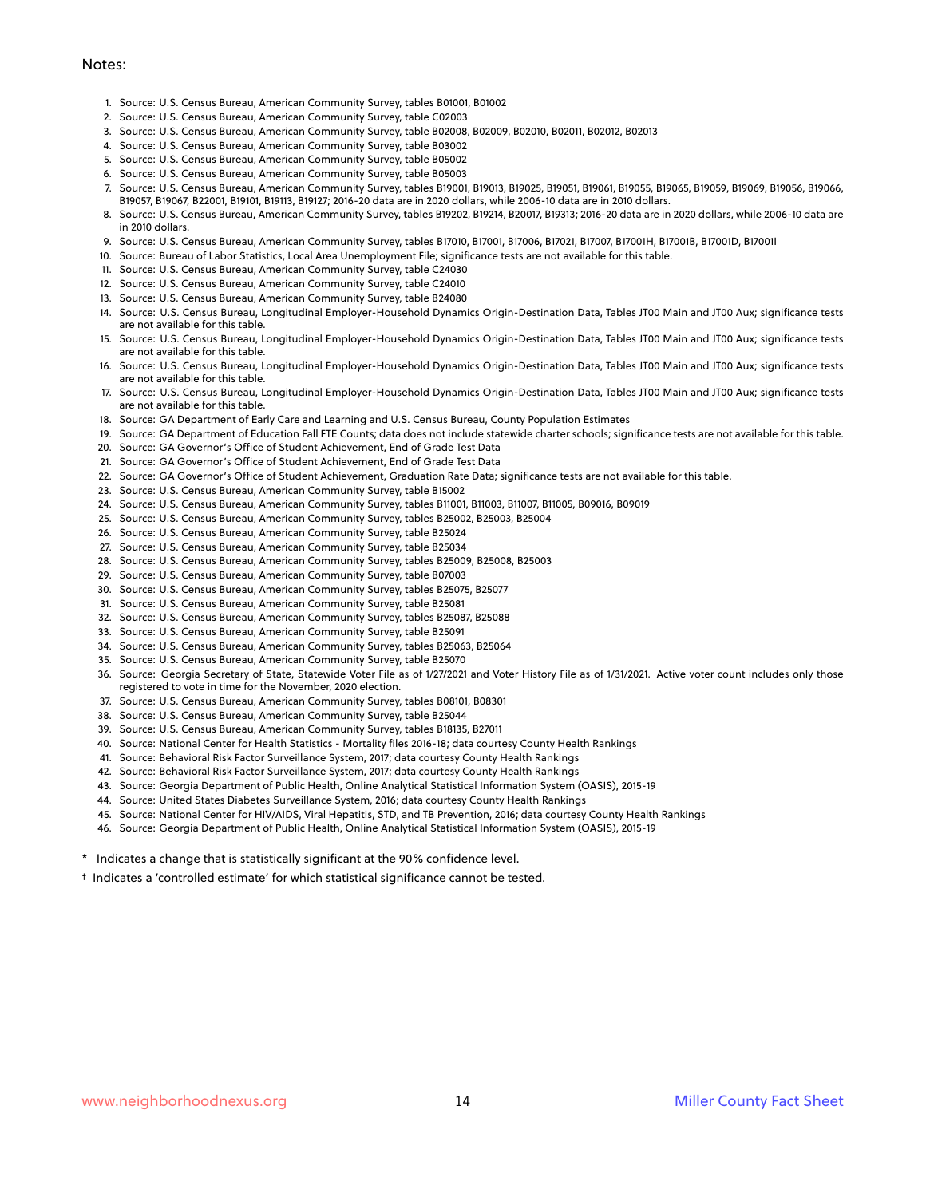Notes:

1. Source: U.S. Census Bureau, American Community Survey, tables B01001, B01002
2. Source: U.S. Census Bureau, American Community Survey, table C02003
3. Source: U.S. Census Bureau, American Community Survey, table B02008, B02009, B02010, B02011, B02012, B02013
4. Source: U.S. Census Bureau, American Community Survey, table B03002
5. Source: U.S. Census Bureau, American Community Survey, table B05002
6. Source: U.S. Census Bureau, American Community Survey, table B05003
7. Source: U.S. Census Bureau, American Community Survey, tables B19001, B19013, B19025, B19051, B19061, B19055, B19065, B19059, B19069, B19056, B19066, B19057, B19067, B22001, B19101, B19113, B19127; 2016-20 data are in 2020 dollars, while 2006-10 data are in 2010 dollars.
8. Source: U.S. Census Bureau, American Community Survey, tables B19202, B19214, B20017, B19313; 2016-20 data are in 2020 dollars, while 2006-10 data are in 2010 dollars.
9. Source: U.S. Census Bureau, American Community Survey, tables B17010, B17001, B17006, B17021, B17007, B17001H, B17001B, B17001D, B17001I
10. Source: Bureau of Labor Statistics, Local Area Unemployment File; significance tests are not available for this table.
11. Source: U.S. Census Bureau, American Community Survey, table C24030
12. Source: U.S. Census Bureau, American Community Survey, table C24010
13. Source: U.S. Census Bureau, American Community Survey, table B24080
14. Source: U.S. Census Bureau, Longitudinal Employer-Household Dynamics Origin-Destination Data, Tables JT00 Main and JT00 Aux; significance tests are not available for this table.
15. Source: U.S. Census Bureau, Longitudinal Employer-Household Dynamics Origin-Destination Data, Tables JT00 Main and JT00 Aux; significance tests are not available for this table.
16. Source: U.S. Census Bureau, Longitudinal Employer-Household Dynamics Origin-Destination Data, Tables JT00 Main and JT00 Aux; significance tests are not available for this table.
17. Source: U.S. Census Bureau, Longitudinal Employer-Household Dynamics Origin-Destination Data, Tables JT00 Main and JT00 Aux; significance tests are not available for this table.
18. Source: GA Department of Early Care and Learning and U.S. Census Bureau, County Population Estimates
19. Source: GA Department of Education Fall FTE Counts; data does not include statewide charter schools; significance tests are not available for this table.
20. Source: GA Governor's Office of Student Achievement, End of Grade Test Data
21. Source: GA Governor's Office of Student Achievement, End of Grade Test Data
22. Source: GA Governor's Office of Student Achievement, Graduation Rate Data; significance tests are not available for this table.
23. Source: U.S. Census Bureau, American Community Survey, table B15002
24. Source: U.S. Census Bureau, American Community Survey, tables B11001, B11003, B11007, B11005, B09016, B09019
25. Source: U.S. Census Bureau, American Community Survey, tables B25002, B25003, B25004
26. Source: U.S. Census Bureau, American Community Survey, table B25024
27. Source: U.S. Census Bureau, American Community Survey, table B25034
28. Source: U.S. Census Bureau, American Community Survey, tables B25009, B25008, B25003
29. Source: U.S. Census Bureau, American Community Survey, table B07003
30. Source: U.S. Census Bureau, American Community Survey, tables B25075, B25077
31. Source: U.S. Census Bureau, American Community Survey, table B25081
32. Source: U.S. Census Bureau, American Community Survey, tables B25087, B25088
33. Source: U.S. Census Bureau, American Community Survey, table B25091
34. Source: U.S. Census Bureau, American Community Survey, tables B25063, B25064
35. Source: U.S. Census Bureau, American Community Survey, table B25070
36. Source: Georgia Secretary of State, Statewide Voter File as of 1/27/2021 and Voter History File as of 1/31/2021. Active voter count includes only those registered to vote in time for the November, 2020 election.
37. Source: U.S. Census Bureau, American Community Survey, tables B08101, B08301
38. Source: U.S. Census Bureau, American Community Survey, table B25044
39. Source: U.S. Census Bureau, American Community Survey, tables B18135, B27011
40. Source: National Center for Health Statistics - Mortality files 2016-18; data courtesy County Health Rankings
41. Source: Behavioral Risk Factor Surveillance System, 2017; data courtesy County Health Rankings
42. Source: Behavioral Risk Factor Surveillance System, 2017; data courtesy County Health Rankings
43. Source: Georgia Department of Public Health, Online Analytical Statistical Information System (OASIS), 2015-19
44. Source: United States Diabetes Surveillance System, 2016; data courtesy County Health Rankings
45. Source: National Center for HIV/AIDS, Viral Hepatitis, STD, and TB Prevention, 2016; data courtesy County Health Rankings
46. Source: Georgia Department of Public Health, Online Analytical Statistical Information System (OASIS), 2015-19

\* Indicates a change that is statistically significant at the 90% confidence level.

† Indicates a 'controlled estimate' for which statistical significance cannot be tested.